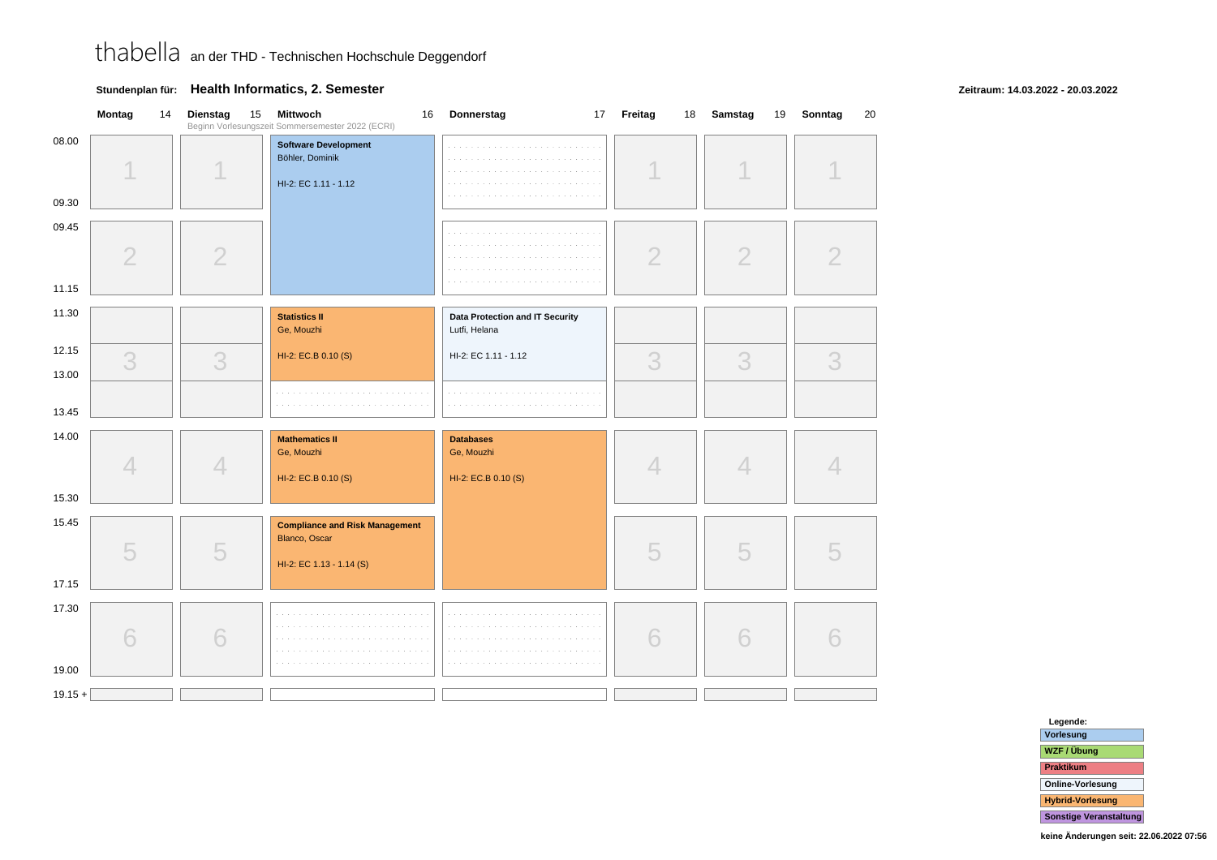# thabella an der THD - Technischen Hochschule Deggendorf

**Stundenplan für:** **Health Informatics, 2. Semester**

**Zeitraum: 14.03.2022 - 20.03.2022**

| Zeit | Montag 14 | Dienstag 15 | Mittwoch 16 (Beginn Vorlesungszeit Sommersemester 2022 (ECRI)) | Donnerstag 17 | Freitag 18 | Samstag 19 | Sonntag 20 |
|---|---|---|---|---|---|---|---|
| 08.00 – 09.30 | 1 | 1 | **Software Development**<br>Böhler, Dominik<br>HI-2: EC 1.11 - 1.12 | | 1 | 1 | 1 |
| 09.45 – 11.15 | 2 | 2 | (Software Development, continued) | | 2 | 2 | 2 |
| 11.30 – 12.15 | | | **Statistics II**<br>Ge, Mouzhi<br>HI-2: EC.B 0.10 (S) | **Data Protection and IT Security**<br>Lutfi, Helana<br>HI-2: EC 1.11 - 1.12 | | | |
| 12.15 – 13.00 | 3 | 3 | (Statistics II, continued) | (Data Protection and IT Security, continued) | 3 | 3 | 3 |
| 13.00 – 13.45 | | | | | | | |
| 14.00 – 15.30 | 4 | 4 | **Mathematics II**<br>Ge, Mouzhi<br>HI-2: EC.B 0.10 (S) | **Databases**<br>Ge, Mouzhi<br>HI-2: EC.B 0.10 (S) | 4 | 4 | 4 |
| 15.45 – 17.15 | 5 | 5 | **Compliance and Risk Management**<br>Blanco, Oscar<br>HI-2: EC 1.13 - 1.14 (S) | (Databases, continued) | 5 | 5 | 5 |
| 17.30 – 19.00 | 6 | 6 | | | 6 | 6 | 6 |
| 19.15 + | | | | | | | |

**Legende:**
- Vorlesung
- WZF / Übung
- Praktikum
- Online-Vorlesung
- Hybrid-Vorlesung
- Sonstige Veranstaltung

**keine Änderungen seit: 22.06.2022 07:56**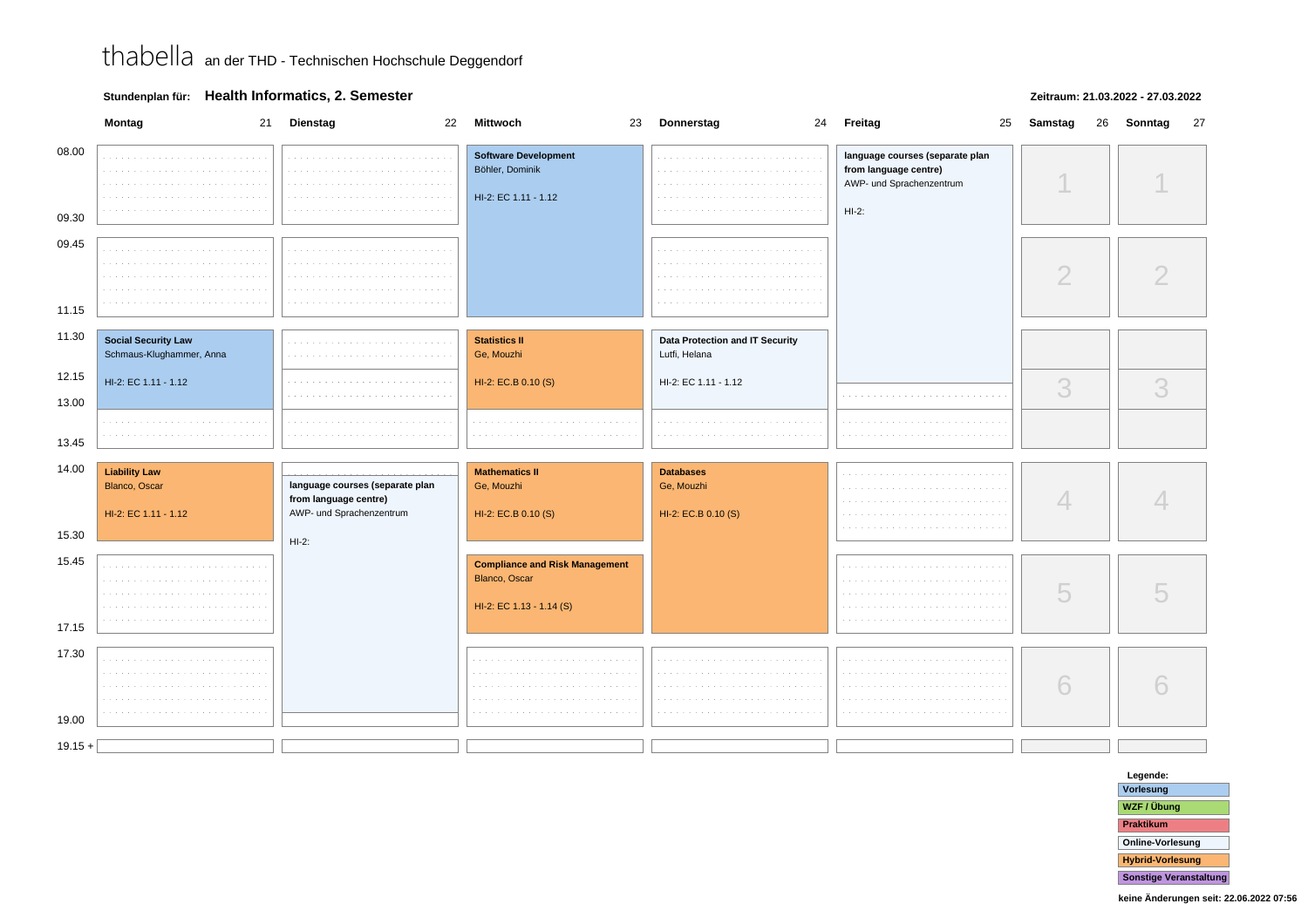thabella an der THD - Technischen Hochschule Deggendorf

**Stundenplan für:** **Health Informatics, 2. Semester**

**Zeitraum: 21.03.2022 - 27.03.2022**

| Zeit | Montag 21 | Dienstag 22 | Mittwoch 23 | Donnerstag 24 | Freitag 25 | Samstag 26 | Sonntag 27 |
|---|---|---|---|---|---|---|---|
| 08.00 - 09.30 | | | **Software Development**<br>Böhler, Dominik<br>HI-2: EC 1.11 - 1.12 | | **language courses (separate plan from language centre)**<br>AWP- und Sprachenzentrum<br>HI-2: | 1 | 1 |
| 09.45 - 11.15 | | | | | | 2 | 2 |
| 11.30 - 12.15 | **Social Security Law**<br>Schmaus-Klughammer, Anna<br>HI-2: EC 1.11 - 1.12 | | **Statistics II**<br>Ge, Mouzhi<br>HI-2: EC.B 0.10 (S) | **Data Protection and IT Security**<br>Lutfi, Helana<br>HI-2: EC 1.11 - 1.12 | | | |
| 12.15 - 13.00 | | | | | | 3 | 3 |
| 13.00 - 13.45 | | | | | | | |
| 14.00 - 15.30 | **Liability Law**<br>Blanco, Oscar<br>HI-2: EC 1.11 - 1.12 | **language courses (separate plan from language centre)**<br>AWP- und Sprachenzentrum<br>HI-2: | **Mathematics II**<br>Ge, Mouzhi<br>HI-2: EC.B 0.10 (S) | **Databases**<br>Ge, Mouzhi<br>HI-2: EC.B 0.10 (S) | | 4 | 4 |
| 15.45 - 17.15 | | | **Compliance and Risk Management**<br>Blanco, Oscar<br>HI-2: EC 1.13 - 1.14 (S) | | | 5 | 5 |
| 17.30 - 19.00 | | | | | | 6 | 6 |
| 19.15 + | | | | | | | |

**Legende:**
- Vorlesung
- WZF / Übung
- Praktikum
- Online-Vorlesung
- Hybrid-Vorlesung
- Sonstige Veranstaltung

**keine Änderungen seit: 22.06.2022 07:56**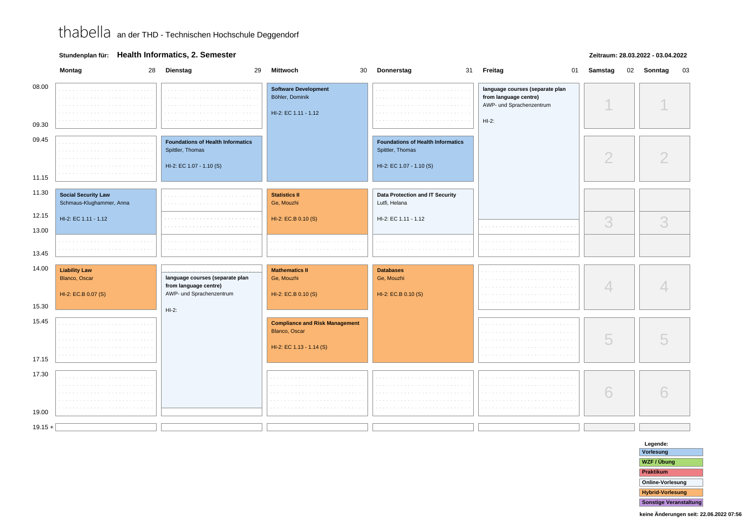thabella an der THD - Technischen Hochschule Deggendorf

**Stundenplan für:** **Health Informatics, 2. Semester**

**Zeitraum: 28.03.2022 - 03.04.2022**

| Zeit | Montag 28 | Dienstag 29 | Mittwoch 30 | Donnerstag 31 | Freitag 01 | Samstag 02 | Sonntag 03 |
|---|---|---|---|---|---|---|---|
| 08.00 - 09.30 | | | **Software Development** Böhler, Dominik HI-2: EC 1.11 - 1.12 | | **language courses (separate plan from language centre)** AWP- und Sprachenzentrum HI-2: | 1 | 1 |
| 09.45 - 11.15 | | **Foundations of Health Informatics** Spittler, Thomas HI-2: EC 1.07 - 1.10 (S) | (Software Development) | **Foundations of Health Informatics** Spittler, Thomas HI-2: EC 1.07 - 1.10 (S) | (language courses) | 2 | 2 |
| 11.30 - 12.15 | **Social Security Law** Schmaus-Klughammer, Anna HI-2: EC 1.11 - 1.12 | | **Statistics II** Ge, Mouzhi HI-2: EC.B 0.10 (S) | **Data Protection and IT Security** Lutfi, Helana HI-2: EC 1.11 - 1.12 | (language courses) | 3 | 3 |
| 12.15 - 13.00 | (Social Security Law) | | (Statistics II) | (Data Protection and IT Security) | | 3 | 3 |
| 13.00 - 13.45 | | | | | | 3 | 3 |
| 14.00 - 15.30 | **Liability Law** Blanco, Oscar HI-2: EC.B 0.07 (S) | **language courses (separate plan from language centre)** AWP- und Sprachenzentrum HI-2: | **Mathematics II** Ge, Mouzhi HI-2: EC.B 0.10 (S) | **Databases** Ge, Mouzhi HI-2: EC.B 0.10 (S) | | 4 | 4 |
| 15.45 - 17.15 | | (language courses) | **Compliance and Risk Management** Blanco, Oscar HI-2: EC 1.13 - 1.14 (S) | (Databases) | | 5 | 5 |
| 17.30 - 19.00 | | (language courses) | | | | 6 | 6 |
| 19.15 + | | | | | | | |

**Legende:**
- Vorlesung
- WZF / Übung
- Praktikum
- Online-Vorlesung
- Hybrid-Vorlesung
- Sonstige Veranstaltung

keine Änderungen seit: 22.06.2022 07:56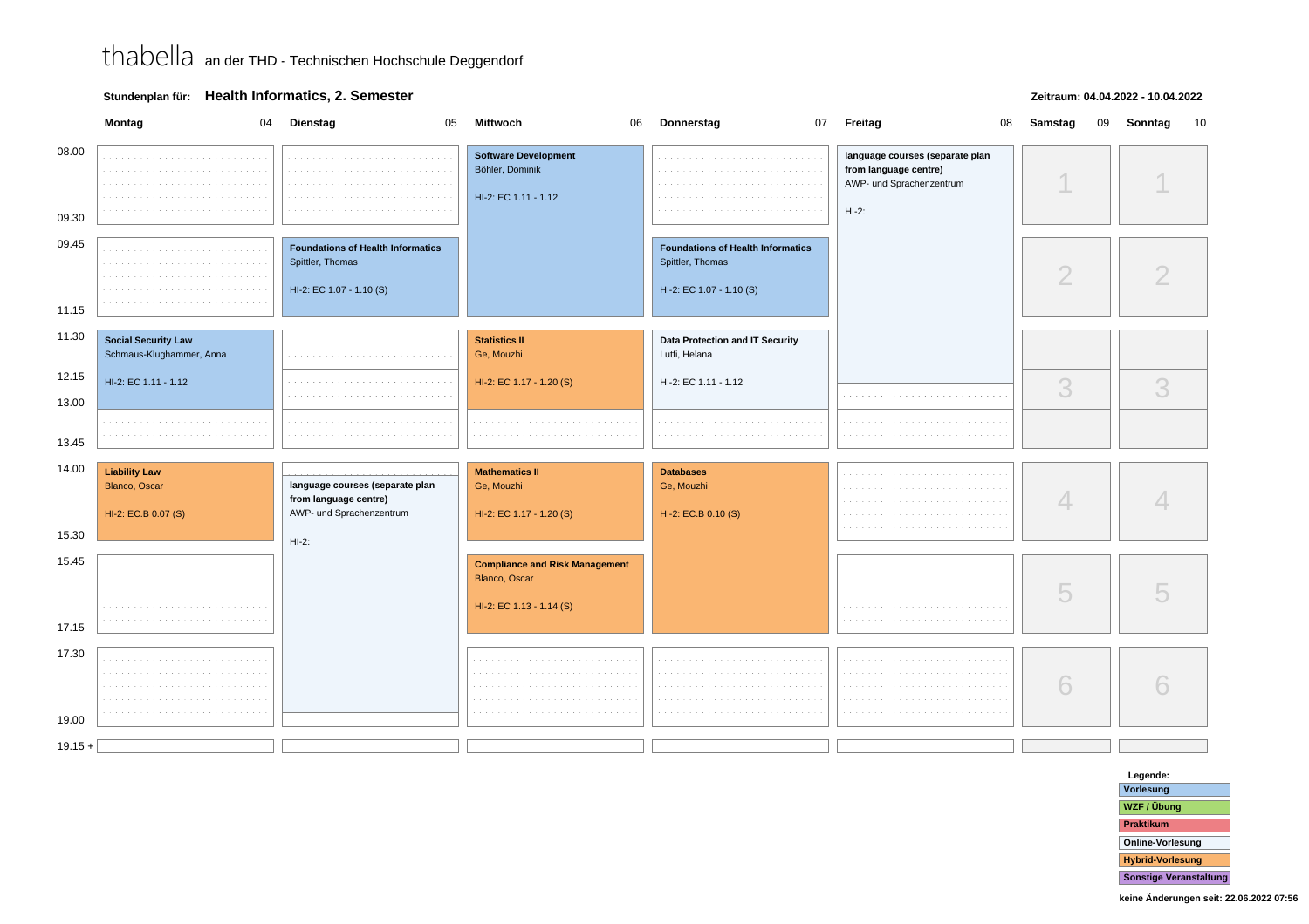thabella an der THD - Technischen Hochschule Deggendorf

**Stundenplan für:** **Health Informatics, 2. Semester**

**Zeitraum: 04.04.2022 - 10.04.2022**

| Zeit | Montag 04 | Dienstag 05 | Mittwoch 06 | Donnerstag 07 | Freitag 08 | Samstag 09 | Sonntag 10 |
|---|---|---|---|---|---|---|---|
| 08.00 - 09.30 | | | **Software Development** Böhler, Dominik HI-2: EC 1.11 - 1.12 | | **language courses (separate plan from language centre)** AWP- und Sprachenzentrum HI-2: | 1 | 1 |
| 09.45 - 11.15 | | **Foundations of Health Informatics** Spittler, Thomas HI-2: EC 1.07 - 1.10 (S) | (Software Development) | **Foundations of Health Informatics** Spittler, Thomas HI-2: EC 1.07 - 1.10 (S) | (language courses) | 2 | 2 |
| 11.30 - 12.15 | **Social Security Law** Schmaus-Klughammer, Anna HI-2: EC 1.11 - 1.12 | | **Statistics II** Ge, Mouzhi HI-2: EC 1.17 - 1.20 (S) | **Data Protection and IT Security** Lutfi, Helana HI-2: EC 1.11 - 1.12 | (language courses) | | |
| 12.15 - 13.00 | (Social Security Law) | | (Statistics II) | (Data Protection and IT Security) | | 3 | 3 |
| 13.00 - 13.45 | | | | | | | |
| 14.00 - 15.30 | **Liability Law** Blanco, Oscar HI-2: EC.B 0.07 (S) | **language courses (separate plan from language centre)** AWP- und Sprachenzentrum HI-2: | **Mathematics II** Ge, Mouzhi HI-2: EC 1.17 - 1.20 (S) | **Databases** Ge, Mouzhi HI-2: EC.B 0.10 (S) | | 4 | 4 |
| 15.45 - 17.15 | | (language courses) | **Compliance and Risk Management** Blanco, Oscar HI-2: EC 1.13 - 1.14 (S) | (Databases) | | 5 | 5 |
| 17.30 - 19.00 | | (language courses) | | | | 6 | 6 |
| 19.15 + | | | | | | | |

**Legende:**
- Vorlesung
- WZF / Übung
- Praktikum
- Online-Vorlesung
- Hybrid-Vorlesung
- Sonstige Veranstaltung

keine Änderungen seit: 22.06.2022 07:56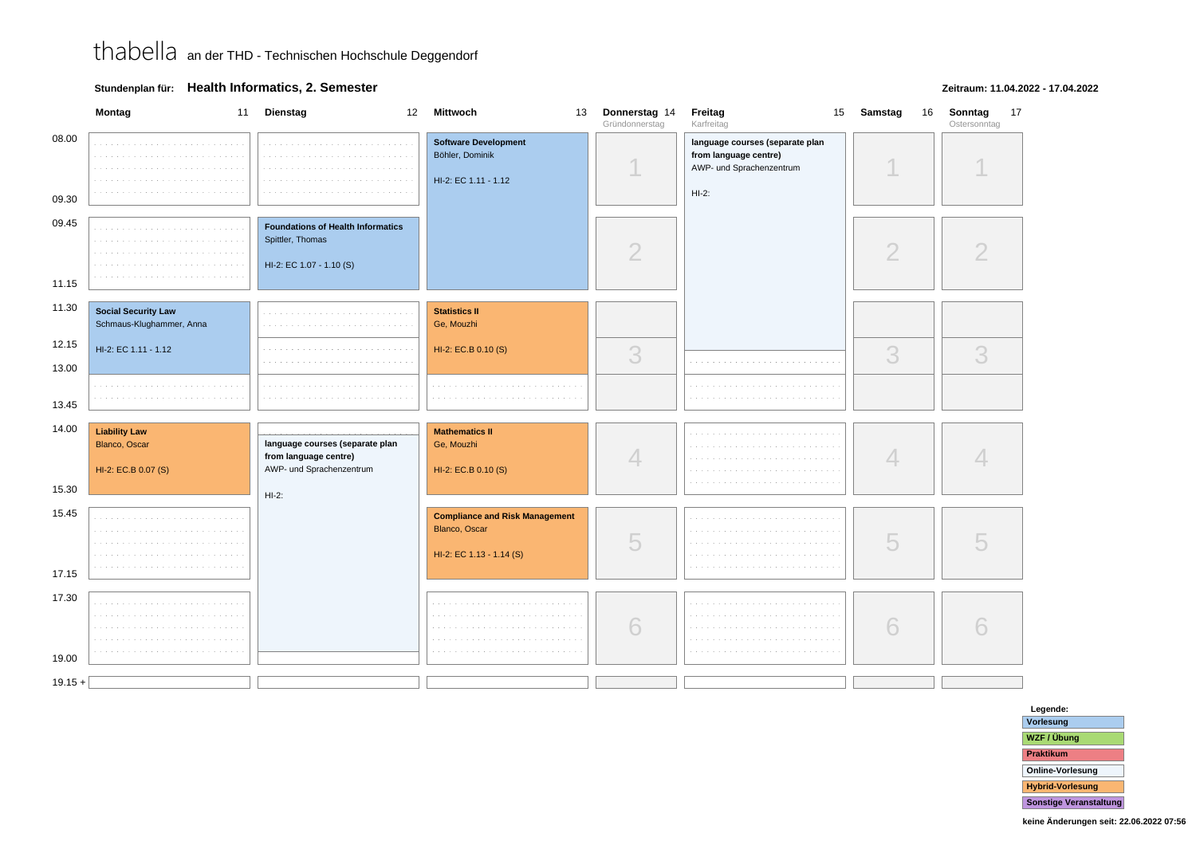thabella an der THD - Technischen Hochschule Deggendorf

**Stundenplan für:** **Health Informatics, 2. Semester**

**Zeitraum: 11.04.2022 - 17.04.2022**

| | Montag 11 | Dienstag 12 | Mittwoch 13 | Donnerstag 14 Gründonnerstag | Freitag 15 Karfreitag | Samstag 16 | Sonntag 17 Ostersonntag |
|---|---|---|---|---|---|---|---|
| 08.00 - 09.30 | | | **Software Development** Böhler, Dominik HI-2: EC 1.11 - 1.12 (08.00 - 11.15) | 1 | **language courses (separate plan from language centre)** AWP- und Sprachenzentrum HI-2: (08.00 - 12.15) | 1 | 1 |
| 09.45 - 11.15 | | **Foundations of Health Informatics** Spittler, Thomas HI-2: EC 1.07 - 1.10 (S) | | 2 | | 2 | 2 |
| 11.30 - 12.15 | **Social Security Law** Schmaus-Klughammer, Anna HI-2: EC 1.11 - 1.12 (11.30 - 13.00) | | **Statistics II** Ge, Mouzhi HI-2: EC.B 0.10 (S) (11.30 - 13.00) | | | | |
| 12.15 - 13.00 | | | | 3 | | 3 | 3 |
| 13.00 - 13.45 | | | | | | | |
| 14.00 - 15.30 | **Liability Law** Blanco, Oscar HI-2: EC.B 0.07 (S) | **language courses (separate plan from language centre)** AWP- und Sprachenzentrum HI-2: (14.15 - 19.00) | **Mathematics II** Ge, Mouzhi HI-2: EC.B 0.10 (S) | 4 | | 4 | 4 |
| 15.45 - 17.15 | | | **Compliance and Risk Management** Blanco, Oscar HI-2: EC 1.13 - 1.14 (S) | 5 | | 5 | 5 |
| 17.30 - 19.00 | | | | 6 | | 6 | 6 |
| 19.15 + | | | | | | | |

**Legende:**
- Vorlesung
- WZF / Übung
- Praktikum
- Online-Vorlesung
- Hybrid-Vorlesung
- Sonstige Veranstaltung

**keine Änderungen seit: 22.06.2022 07:56**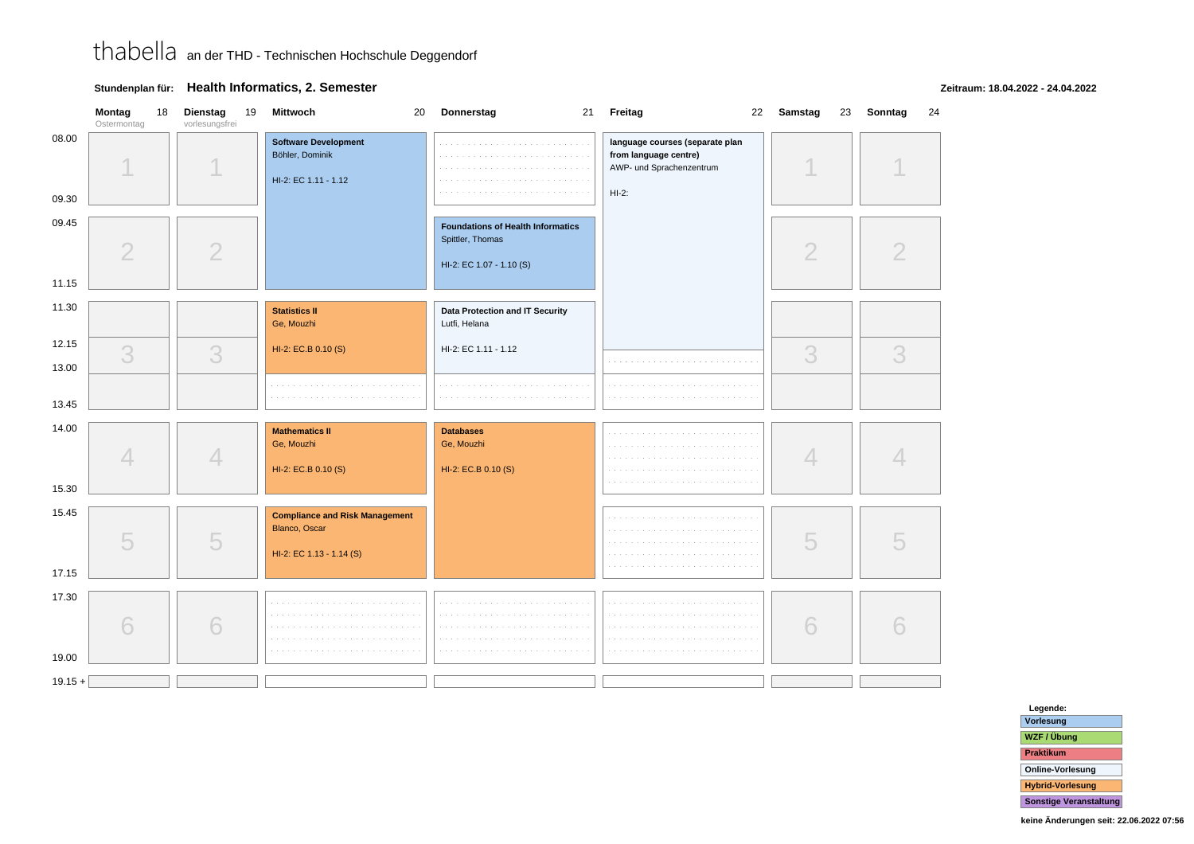thabella an der THD - Technischen Hochschule Deggendorf

**Stundenplan für:** **Health Informatics, 2. Semester**

**Zeitraum: 18.04.2022 - 24.04.2022**

| Zeit | Montag 18 (Ostermontag) | Dienstag 19 (vorlesungsfrei) | Mittwoch 20 | Donnerstag 21 | Freitag 22 | Samstag 23 | Sonntag 24 |
|---|---|---|---|---|---|---|---|
| 08.00 - 09.30 | 1 | 1 | **Software Development** Böhler, Dominik HI-2: EC 1.11 - 1.12 | | **language courses (separate plan from language centre)** AWP- und Sprachenzentrum HI-2: | 1 | 1 |
| 09.45 - 11.15 | 2 | 2 | (Software Development, continued) | **Foundations of Health Informatics** Spittler, Thomas HI-2: EC 1.07 - 1.10 (S) | (language courses, continued) | 2 | 2 |
| 11.30 - 12.15 | | | **Statistics II** Ge, Mouzhi HI-2: EC.B 0.10 (S) | **Data Protection and IT Security** Lutfi, Helana HI-2: EC 1.11 - 1.12 | (language courses, continued) | | |
| 12.15 - 13.00 | 3 | 3 | (Statistics II, continued) | (Data Protection and IT Security, continued) | | 3 | 3 |
| 13.00 - 13.45 | | | | | | | |
| 14.00 - 15.30 | 4 | 4 | **Mathematics II** Ge, Mouzhi HI-2: EC.B 0.10 (S) | **Databases** Ge, Mouzhi HI-2: EC.B 0.10 (S) | | 4 | 4 |
| 15.45 - 17.15 | 5 | 5 | **Compliance and Risk Management** Blanco, Oscar HI-2: EC 1.13 - 1.14 (S) | (Databases, continued) | | 5 | 5 |
| 17.30 - 19.00 | 6 | 6 | | | | 6 | 6 |
| 19.15 + | | | | | | | |

**Legende:**
- Vorlesung
- WZF / Übung
- Praktikum
- Online-Vorlesung
- Hybrid-Vorlesung
- Sonstige Veranstaltung

**keine Änderungen seit: 22.06.2022 07:56**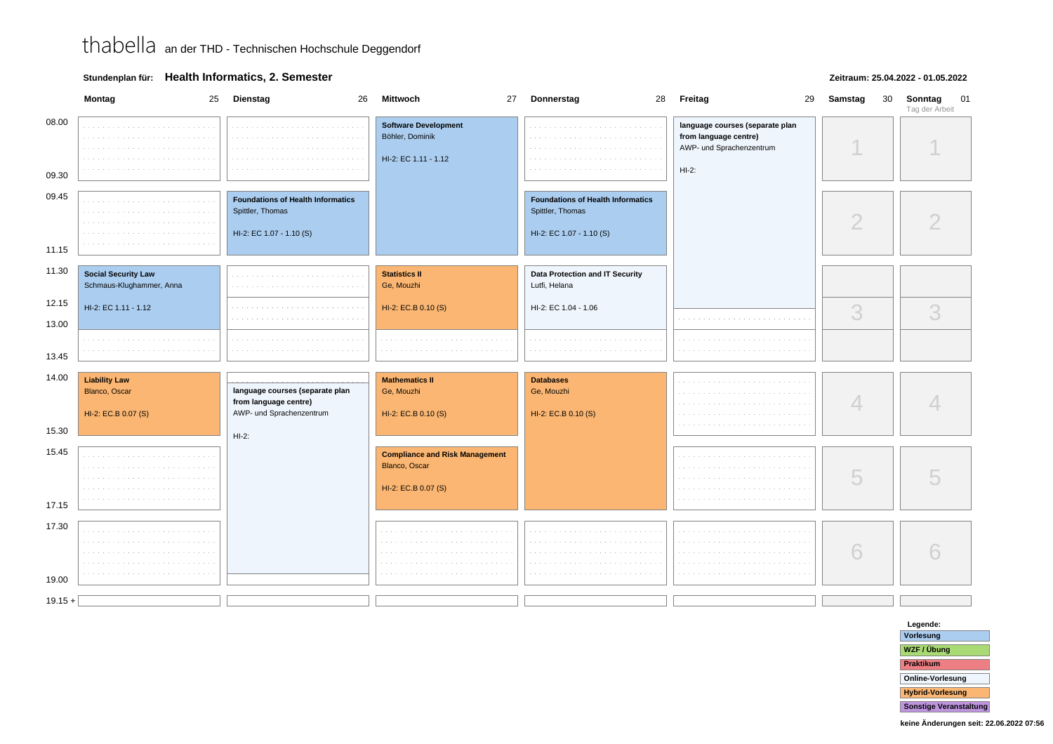thabella an der THD - Technischen Hochschule Deggendorf

**Stundenplan für:** **Health Informatics, 2. Semester**

**Zeitraum: 25.04.2022 - 01.05.2022**

| Zeit | Montag 25 | Dienstag 26 | Mittwoch 27 | Donnerstag 28 | Freitag 29 | Samstag 30 | Sonntag 01 (Tag der Arbeit) |
|---|---|---|---|---|---|---|---|
| 08.00 - 09.30 | | | **Software Development** Böhler, Dominik HI-2: EC 1.11 - 1.12 | | **language courses (separate plan from language centre)** AWP- und Sprachenzentrum HI-2: | 1 | 1 |
| 09.45 - 11.15 | | **Foundations of Health Informatics** Spittler, Thomas HI-2: EC 1.07 - 1.10 (S) | (Software Development) | **Foundations of Health Informatics** Spittler, Thomas HI-2: EC 1.07 - 1.10 (S) | (language courses) | 2 | 2 |
| 11.30 - 13.00 | **Social Security Law** Schmaus-Klughammer, Anna HI-2: EC 1.11 - 1.12 | | **Statistics II** Ge, Mouzhi HI-2: EC.B 0.10 (S) | **Data Protection and IT Security** Lutfi, Helana HI-2: EC 1.04 - 1.06 | (language courses, until 12.15) | 3 | 3 |
| 12.15 - 13.45 | | | | | | 3 | 3 |
| 14.00 - 15.30 | **Liability Law** Blanco, Oscar HI-2: EC.B 0.07 (S) | **language courses (separate plan from language centre)** AWP- und Sprachenzentrum HI-2: | **Mathematics II** Ge, Mouzhi HI-2: EC.B 0.10 (S) | **Databases** Ge, Mouzhi HI-2: EC.B 0.10 (S) | | 4 | 4 |
| 15.45 - 17.15 | | (language courses) | **Compliance and Risk Management** Blanco, Oscar HI-2: EC.B 0.07 (S) | (Databases) | | 5 | 5 |
| 17.30 - 19.00 | | (language courses) | | | | 6 | 6 |
| 19.15 + | | | | | | | |

**Legende:**
- Vorlesung
- WZF / Übung
- Praktikum
- Online-Vorlesung
- Hybrid-Vorlesung
- Sonstige Veranstaltung

keine Änderungen seit: 22.06.2022 07:56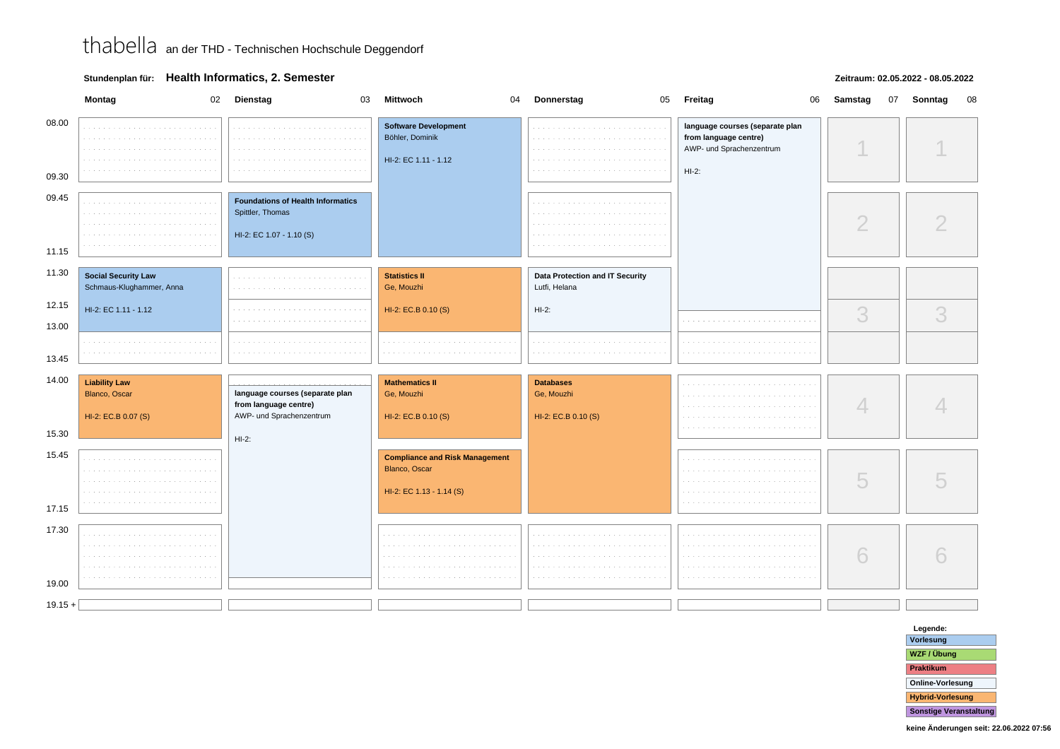thabella an der THD - Technischen Hochschule Deggendorf

**Stundenplan für:** **Health Informatics, 2. Semester**

**Zeitraum: 02.05.2022 - 08.05.2022**

| Zeit | Montag 02 | Dienstag 03 | Mittwoch 04 | Donnerstag 05 | Freitag 06 | Samstag 07 | Sonntag 08 |
|---|---|---|---|---|---|---|---|
| 08.00 - 09.30 | | | **Software Development** Böhler, Dominik HI-2: EC 1.11 - 1.12 | | **language courses (separate plan from language centre)** AWP- und Sprachenzentrum HI-2: | 1 | 1 |
| 09.45 - 11.15 | | **Foundations of Health Informatics** Spittler, Thomas HI-2: EC 1.07 - 1.10 (S) | (Software Development) | | (language courses) | 2 | 2 |
| 11.30 - 13.00 | **Social Security Law** Schmaus-Klughammer, Anna HI-2: EC 1.11 - 1.12 | | **Statistics II** Ge, Mouzhi HI-2: EC.B 0.10 (S) | **Data Protection and IT Security** Lutfi, Helana HI-2: | (language courses) | 3 | 3 |
| 13.00 - 13.45 | | | | | | | |
| 14.00 - 15.30 | **Liability Law** Blanco, Oscar HI-2: EC.B 0.07 (S) | **language courses (separate plan from language centre)** AWP- und Sprachenzentrum HI-2: | **Mathematics II** Ge, Mouzhi HI-2: EC.B 0.10 (S) | **Databases** Ge, Mouzhi HI-2: EC.B 0.10 (S) | | 4 | 4 |
| 15.45 - 17.15 | | (language courses) | **Compliance and Risk Management** Blanco, Oscar HI-2: EC 1.13 - 1.14 (S) | (Databases) | | 5 | 5 |
| 17.30 - 19.00 | | (language courses) | | | | 6 | 6 |
| 19.15 + | | | | | | | |

**Legende:**
- Vorlesung
- WZF / Übung
- Praktikum
- Online-Vorlesung
- Hybrid-Vorlesung
- Sonstige Veranstaltung

keine Änderungen seit: 22.06.2022 07:56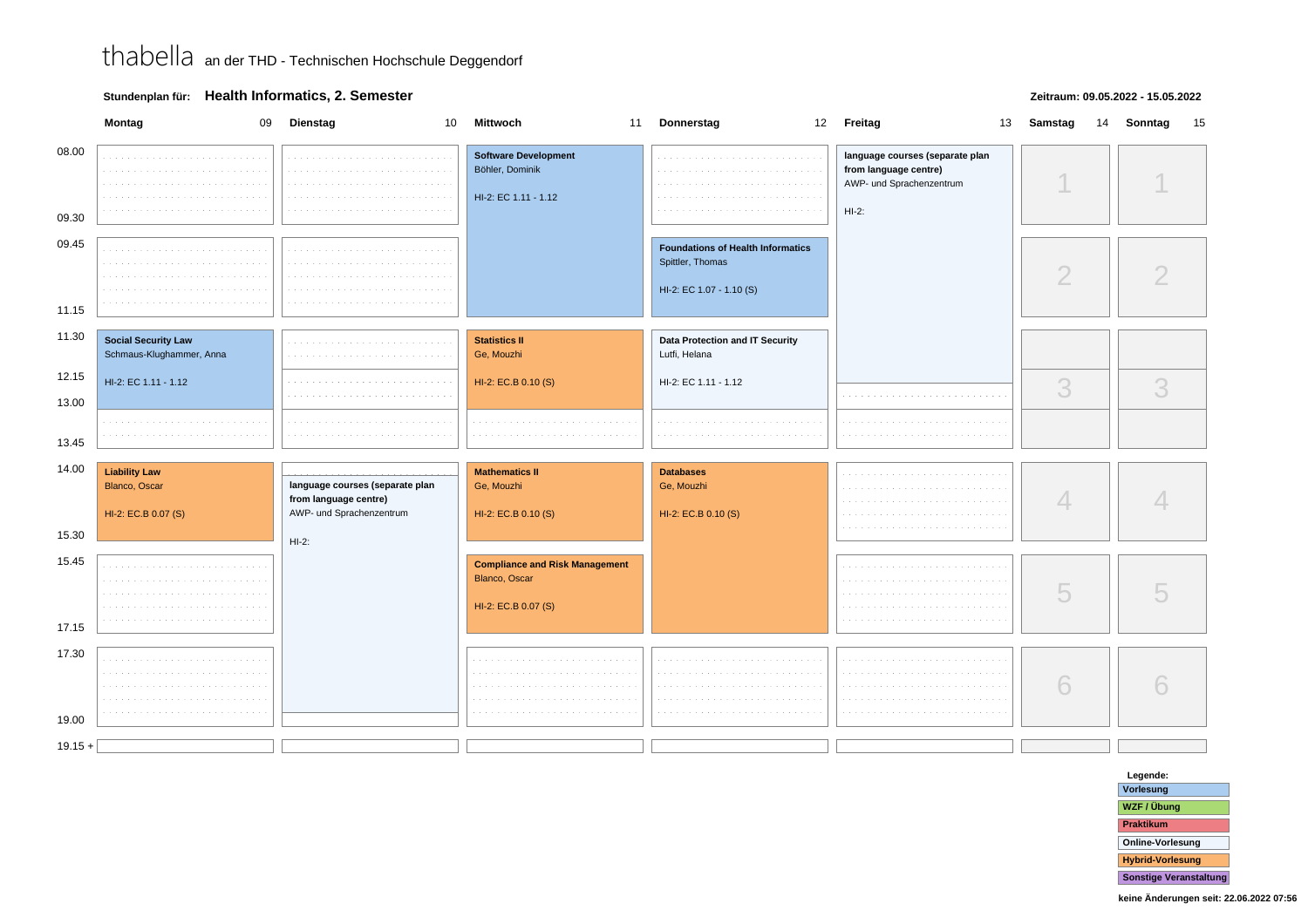thabella an der THD - Technischen Hochschule Deggendorf

**Stundenplan für:** **Health Informatics, 2. Semester**

**Zeitraum: 09.05.2022 - 15.05.2022**

| Zeit | Montag 09 | Dienstag 10 | Mittwoch 11 | Donnerstag 12 | Freitag 13 | Samstag 14 | Sonntag 15 |
|---|---|---|---|---|---|---|---|
| 08.00 - 09.30 | | | **Software Development** Böhler, Dominik HI-2: EC 1.11 - 1.12 | | **language courses (separate plan from language centre)** AWP- und Sprachenzentrum HI-2: | 1 | 1 |
| 09.45 - 11.15 | | | (Software Development) | **Foundations of Health Informatics** Spittler, Thomas HI-2: EC 1.07 - 1.10 (S) | (language courses) | 2 | 2 |
| 11.30 - 13.00 | **Social Security Law** Schmaus-Klughammer, Anna HI-2: EC 1.11 - 1.12 | | **Statistics II** Ge, Mouzhi HI-2: EC.B 0.10 (S) | **Data Protection and IT Security** Lutfi, Helana HI-2: EC 1.11 - 1.12 | (language courses, until 12.15) | 3 | 3 |
| 13.00 - 13.45 | | | | | | | |
| 14.00 - 15.30 | **Liability Law** Blanco, Oscar HI-2: EC.B 0.07 (S) | **language courses (separate plan from language centre)** AWP- und Sprachenzentrum HI-2: | **Mathematics II** Ge, Mouzhi HI-2: EC.B 0.10 (S) | **Databases** Ge, Mouzhi HI-2: EC.B 0.10 (S) | | 4 | 4 |
| 15.45 - 17.15 | | (language courses) | **Compliance and Risk Management** Blanco, Oscar HI-2: EC.B 0.07 (S) | (Databases) | | 5 | 5 |
| 17.30 - 19.00 | | (language courses) | | | | 6 | 6 |
| 19.15 + | | | | | | | |

**Legende:**
- Vorlesung
- WZF / Übung
- Praktikum
- Online-Vorlesung
- Hybrid-Vorlesung
- Sonstige Veranstaltung

**keine Änderungen seit: 22.06.2022 07:56**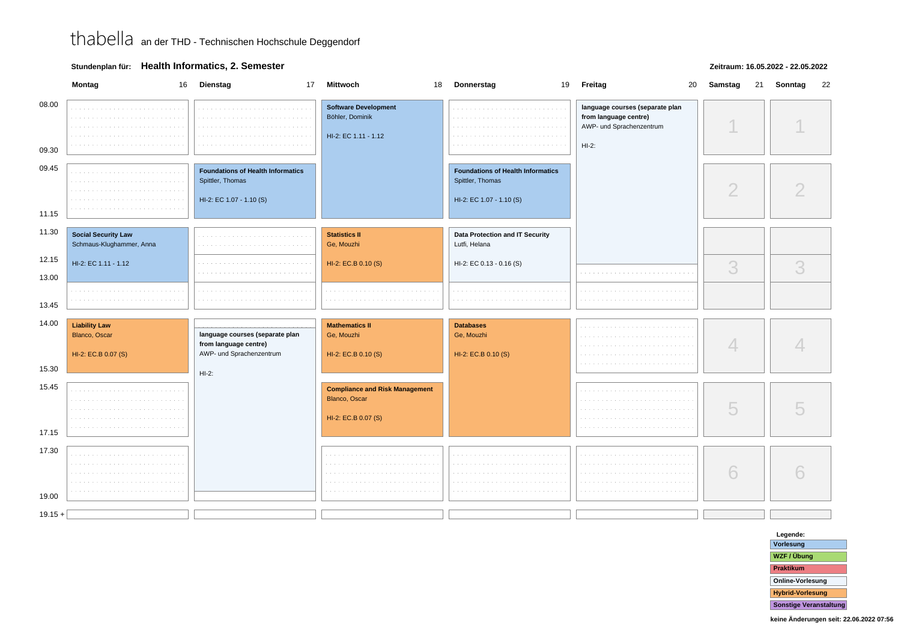thabella an der THD - Technischen Hochschule Deggendorf

**Stundenplan für:** **Health Informatics, 2. Semester**

**Zeitraum: 16.05.2022 - 22.05.2022**

| Zeit | Montag 16 | Dienstag 17 | Mittwoch 18 | Donnerstag 19 | Freitag 20 | Samstag 21 | Sonntag 22 |
|---|---|---|---|---|---|---|---|
| 08.00 - 09.30 | | | **Software Development** Böhler, Dominik HI-2: EC 1.11 - 1.12 | | **language courses (separate plan from language centre)** AWP- und Sprachenzentrum HI-2: | 1 | 1 |
| 09.45 - 11.15 | | **Foundations of Health Informatics** Spittler, Thomas HI-2: EC 1.07 - 1.10 (S) | **Software Development** (cont.) | **Foundations of Health Informatics** Spittler, Thomas HI-2: EC 1.07 - 1.10 (S) | **language courses** (cont.) | 2 | 2 |
| 11.30 - 12.15 | **Social Security Law** Schmaus-Klughammer, Anna HI-2: EC 1.11 - 1.12 | | **Statistics II** Ge, Mouzhi HI-2: EC.B 0.10 (S) | **Data Protection and IT Security** Lutfi, Helana HI-2: EC 0.13 - 0.16 (S) | **language courses** (cont.) | | |
| 12.15 - 13.00 | **Social Security Law** (cont.) | | **Statistics II** (cont.) | **Data Protection and IT Security** (cont.) | | 3 | 3 |
| 13.00 - 13.45 | | | | | | | |
| 14.00 - 15.30 | **Liability Law** Blanco, Oscar HI-2: EC.B 0.07 (S) | **language courses (separate plan from language centre)** AWP- und Sprachenzentrum HI-2: | **Mathematics II** Ge, Mouzhi HI-2: EC.B 0.10 (S) | **Databases** Ge, Mouzhi HI-2: EC.B 0.10 (S) | | 4 | 4 |
| 15.45 - 17.15 | | **language courses** (cont.) | **Compliance and Risk Management** Blanco, Oscar HI-2: EC.B 0.07 (S) | **Databases** (cont.) | | 5 | 5 |
| 17.30 - 19.00 | | **language courses** (cont.) | | | | 6 | 6 |
| 19.15 + | | | | | | | |

**Legende:**
- Vorlesung
- WZF / Übung
- Praktikum
- Online-Vorlesung
- Hybrid-Vorlesung
- Sonstige Veranstaltung

**keine Änderungen seit: 22.06.2022 07:56**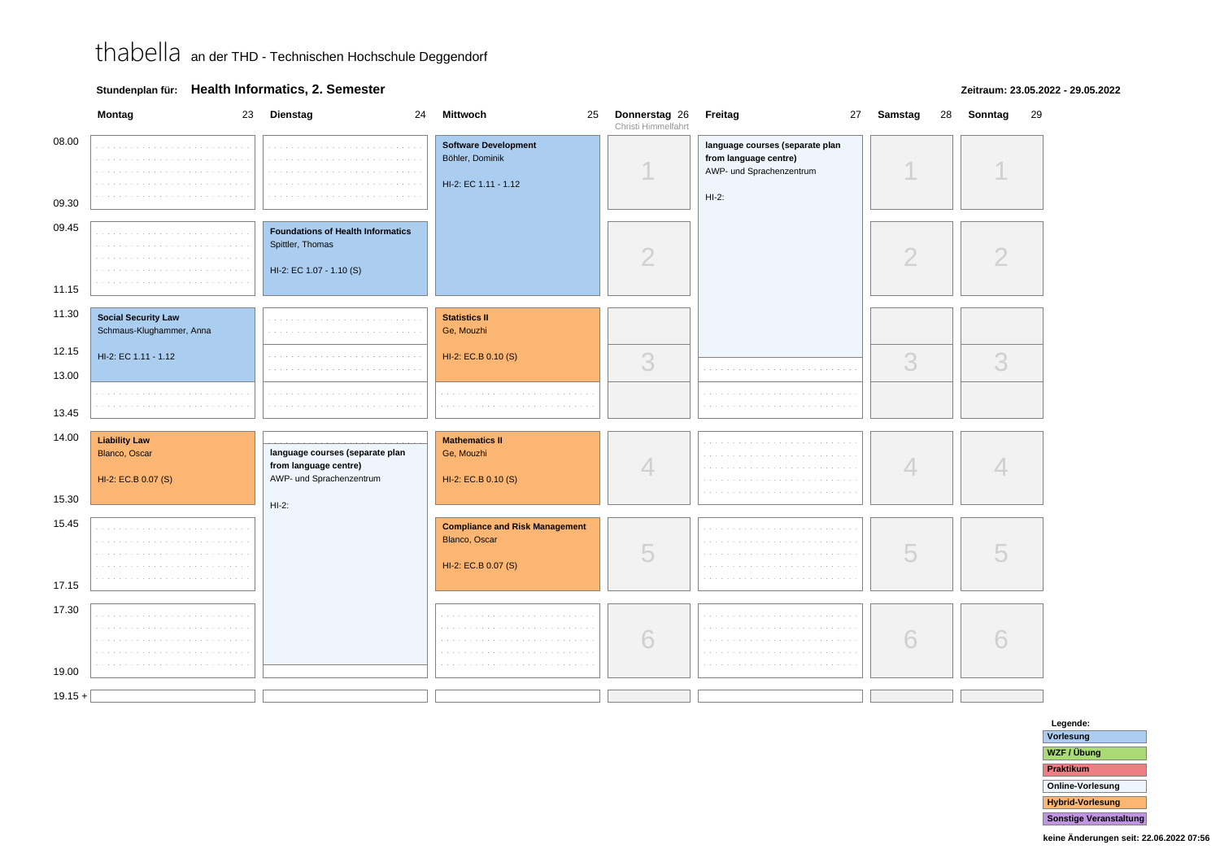# thabella an der THD - Technischen Hochschule Deggendorf

**Stundenplan für:** **Health Informatics, 2. Semester**

**Zeitraum: 23.05.2022 - 29.05.2022**

| | Montag 23 | Dienstag 24 | Mittwoch 25 | Donnerstag 26 (Christi Himmelfahrt) | Freitag 27 | Samstag 28 | Sonntag 29 |
|---|---|---|---|---|---|---|---|
| 08.00 - 09.30 | | | **Software Development** Böhler, Dominik HI-2: EC 1.11 - 1.12 | 1 | **language courses (separate plan from language centre)** AWP- und Sprachenzentrum HI-2: | 1 | 1 |
| 09.45 - 11.15 | | **Foundations of Health Informatics** Spittler, Thomas HI-2: EC 1.07 - 1.10 (S) | (Software Development, continued) | 2 | (language courses, continued) | 2 | 2 |
| 11.30 - 13.00 | **Social Security Law** Schmaus-Klughammer, Anna HI-2: EC 1.11 - 1.12 | | **Statistics II** Ge, Mouzhi HI-2: EC.B 0.10 (S) | 3 | (language courses, continued) | 3 | 3 |
| 12.15 - 13.45 | | | | | | | |
| 14.00 - 15.30 | **Liability Law** Blanco, Oscar HI-2: EC.B 0.07 (S) | **language courses (separate plan from language centre)** AWP- und Sprachenzentrum HI-2: | **Mathematics II** Ge, Mouzhi HI-2: EC.B 0.10 (S) | 4 | | 4 | 4 |
| 15.45 - 17.15 | | (language courses, continued) | **Compliance and Risk Management** Blanco, Oscar HI-2: EC.B 0.07 (S) | 5 | | 5 | 5 |
| 17.30 - 19.00 | | (language courses, continued) | | 6 | | 6 | 6 |
| 19.15 + | | | | | | | |

**Legende:**
- Vorlesung
- WZF / Übung
- Praktikum
- Online-Vorlesung
- Hybrid-Vorlesung
- Sonstige Veranstaltung

keine Änderungen seit: 22.06.2022 07:56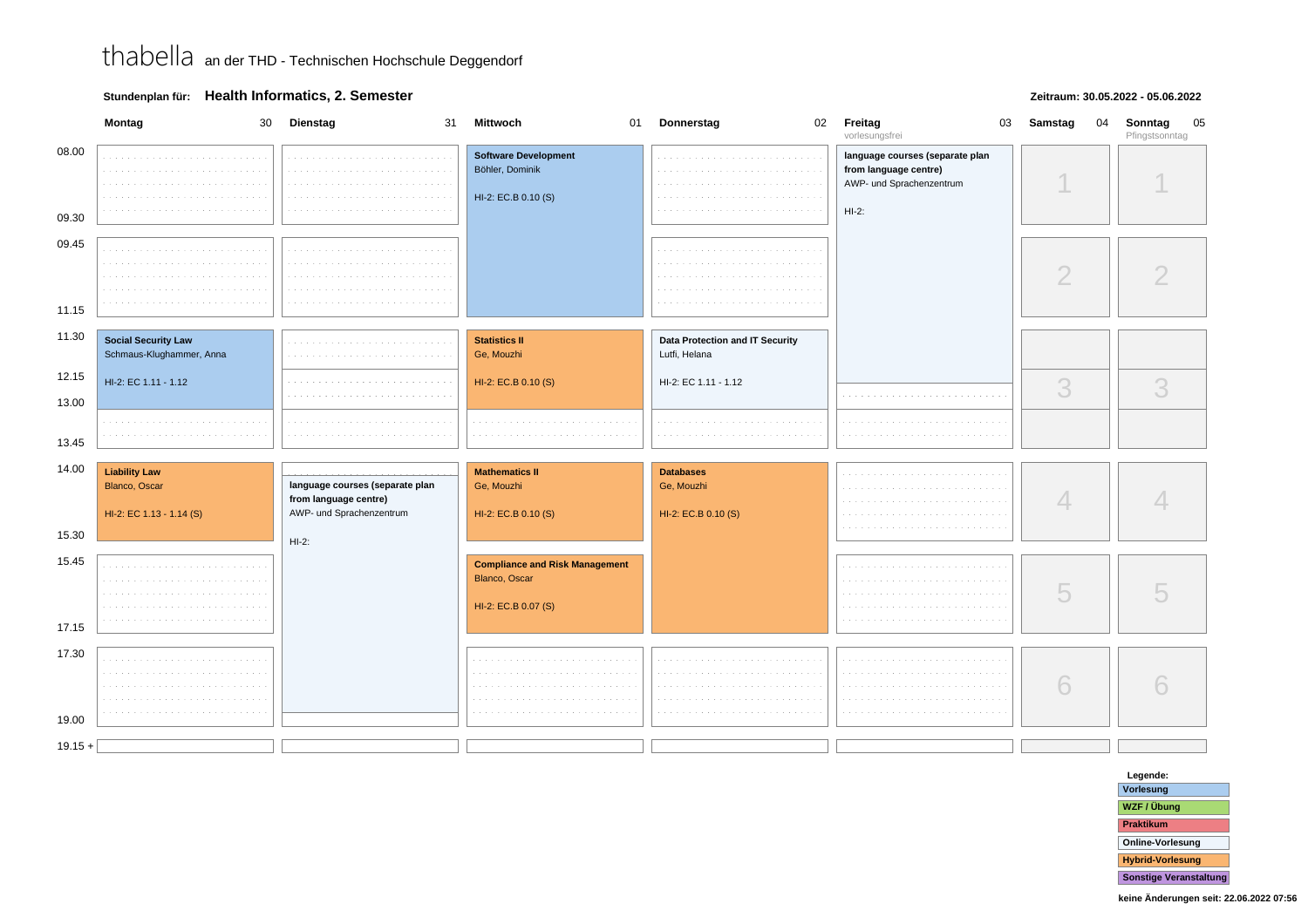thabella an der THD - Technischen Hochschule Deggendorf

**Stundenplan für:** **Health Informatics, 2. Semester**

**Zeitraum: 30.05.2022 - 05.06.2022**

| Zeit | Montag 30 | Dienstag 31 | Mittwoch 01 | Donnerstag 02 | Freitag 03 (vorlesungsfrei) | Samstag 04 | Sonntag 05 (Pfingstsonntag) |
|---|---|---|---|---|---|---|---|
| 08.00 - 09.30 | | | **Software Development** Böhler, Dominik HI-2: EC.B 0.10 (S) | | **language courses (separate plan from language centre)** AWP- und Sprachenzentrum HI-2: | 1 | 1 |
| 09.45 - 11.15 | | | (Software Development) | | (language courses) | 2 | 2 |
| 11.30 - 12.15 | **Social Security Law** Schmaus-Klughammer, Anna HI-2: EC 1.11 - 1.12 | | **Statistics II** Ge, Mouzhi HI-2: EC.B 0.10 (S) | **Data Protection and IT Security** Lutfi, Helana HI-2: EC 1.11 - 1.12 | (language courses) | | |
| 12.15 - 13.00 | (Social Security Law) | | (Statistics II) | (Data Protection and IT Security) | | 3 | 3 |
| 13.00 - 13.45 | | | | | | | |
| 14.00 - 15.30 | **Liability Law** Blanco, Oscar HI-2: EC 1.13 - 1.14 (S) | **language courses (separate plan from language centre)** AWP- und Sprachenzentrum HI-2: | **Mathematics II** Ge, Mouzhi HI-2: EC.B 0.10 (S) | **Databases** Ge, Mouzhi HI-2: EC.B 0.10 (S) | | 4 | 4 |
| 15.45 - 17.15 | | (language courses) | **Compliance and Risk Management** Blanco, Oscar HI-2: EC.B 0.07 (S) | (Databases) | | 5 | 5 |
| 17.30 - 19.00 | | (language courses) | | | | 6 | 6 |
| 19.15 + | | | | | | | |

**Legende:**
- Vorlesung
- WZF / Übung
- Praktikum
- Online-Vorlesung
- Hybrid-Vorlesung
- Sonstige Veranstaltung

**keine Änderungen seit: 22.06.2022 07:56**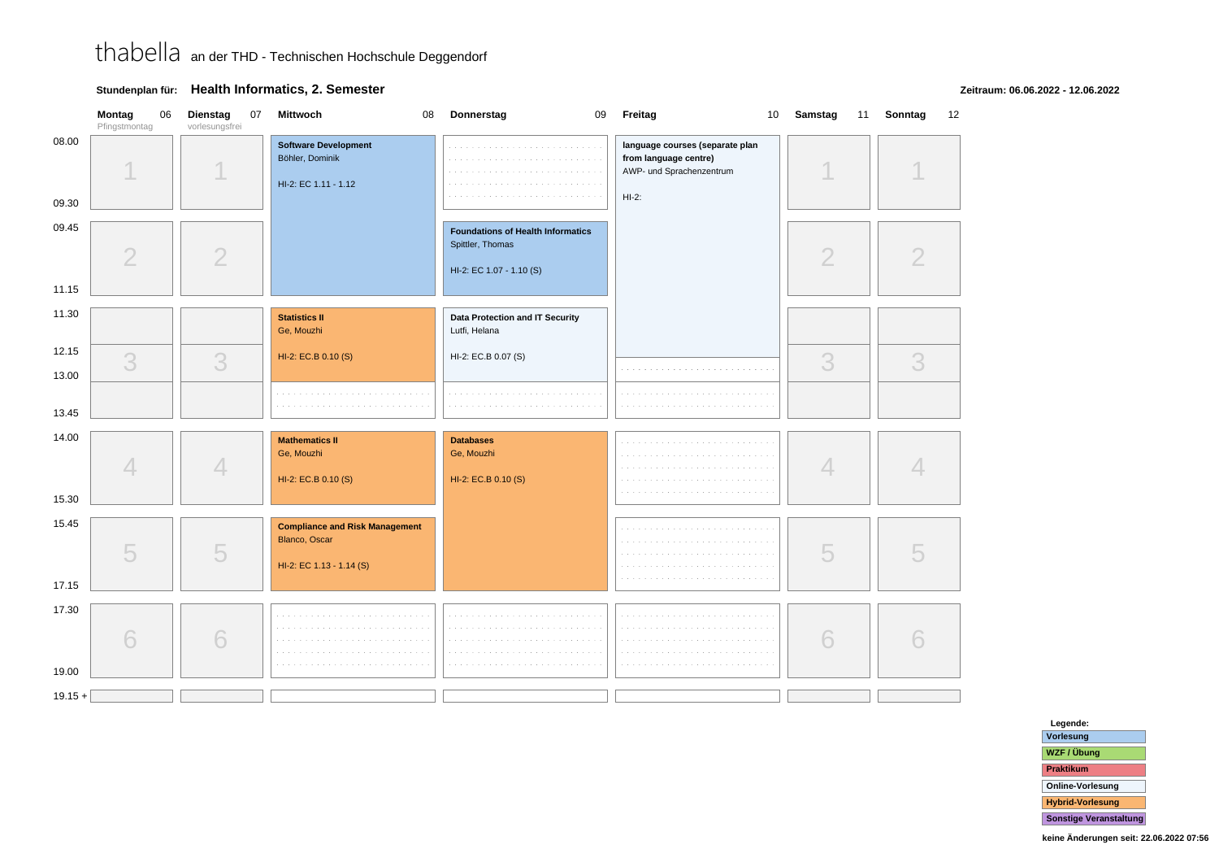# thabella an der THD - Technischen Hochschule Deggendorf

**Stundenplan für:** **Health Informatics, 2. Semester**

**Zeitraum: 06.06.2022 - 12.06.2022**

| Zeit | Montag 06 (Pfingstmontag) | Dienstag 07 (vorlesungsfrei) | Mittwoch 08 | Donnerstag 09 | Freitag 10 | Samstag 11 | Sonntag 12 |
|---|---|---|---|---|---|---|---|
| 1 (08.00 - 09.30) | | | **Software Development** Böhler, Dominik HI-2: EC 1.11 - 1.12 (Vorlesung, 08.00 - 11.15) | | **language courses (separate plan from language centre)** AWP- und Sprachenzentrum HI-2: (Online-Vorlesung, 08.00 - 12.15) | | |
| 2 (09.45 - 11.15) | | | | **Foundations of Health Informatics** Spittler, Thomas HI-2: EC 1.07 - 1.10 (S) (Vorlesung) | | | |
| 3 (11.30 - 13.00) | | | **Statistics II** Ge, Mouzhi HI-2: EC.B 0.10 (S) (Hybrid-Vorlesung) | **Data Protection and IT Security** Lutfi, Helana HI-2: EC.B 0.07 (S) (Online-Vorlesung) | | | |
| 12.15 - 13.45 | | | | | | | |
| 4 (14.00 - 15.30) | | | **Mathematics II** Ge, Mouzhi HI-2: EC.B 0.10 (S) (Hybrid-Vorlesung) | **Databases** Ge, Mouzhi HI-2: EC.B 0.10 (S) (Hybrid-Vorlesung, 14.00 - 17.15) | | | |
| 5 (15.45 - 17.15) | | | **Compliance and Risk Management** Blanco, Oscar HI-2: EC 1.13 - 1.14 (S) (Hybrid-Vorlesung) | | | | |
| 6 (17.30 - 19.00) | | | | | | | |
| 19.15 + | | | | | | | |

**Legende:**
- Vorlesung
- WZF / Übung
- Praktikum
- Online-Vorlesung
- Hybrid-Vorlesung
- Sonstige Veranstaltung

keine Änderungen seit: 22.06.2022 07:56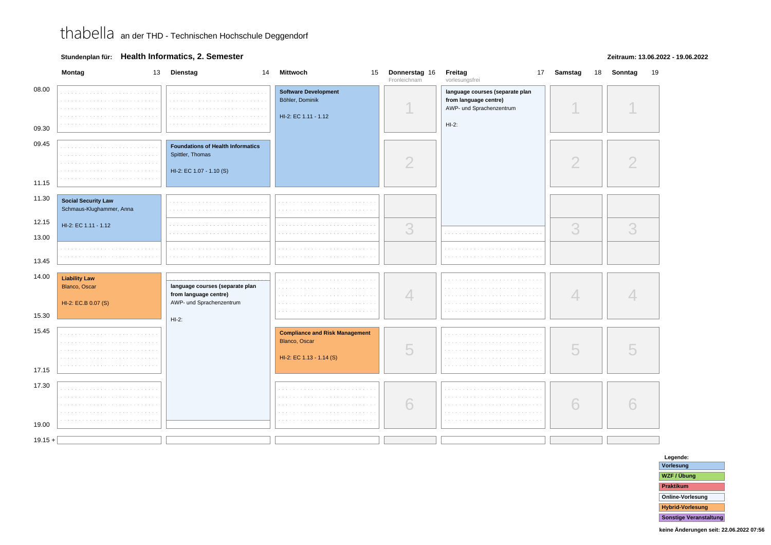thabella an der THD - Technischen Hochschule Deggendorf

**Stundenplan für:** **Health Informatics, 2. Semester**

**Zeitraum: 13.06.2022 - 19.06.2022**

| | Montag 13 | Dienstag 14 | Mittwoch 15 | Donnerstag 16 Fronleichnam | Freitag 17 vorlesungsfrei | Samstag 18 | Sonntag 19 |
|---|---|---|---|---|---|---|---|
| 08.00 - 09.30 | | | **Software Development** Böhler, Dominik HI-2: EC 1.11 - 1.12 | 1 | **language courses (separate plan from language centre)** AWP- und Sprachenzentrum HI-2: | 1 | 1 |
| 09.45 - 11.15 | | **Foundations of Health Informatics** Spittler, Thomas HI-2: EC 1.07 - 1.10 (S) | (Software Development) | 2 | (language courses) | 2 | 2 |
| 11.30 - 12.15 | **Social Security Law** Schmaus-Klughammer, Anna HI-2: EC 1.11 - 1.12 | | | 3 | (language courses) | 3 | 3 |
| 12.15 - 13.00 | (Social Security Law) | | | 3 | | 3 | 3 |
| 13.00 - 13.45 | | | | 3 | | 3 | 3 |
| 14.00 - 15.30 | **Liability Law** Blanco, Oscar HI-2: EC.B 0.07 (S) | **language courses (separate plan from language centre)** AWP- und Sprachenzentrum HI-2: | | 4 | | 4 | 4 |
| 15.45 - 17.15 | | (language courses) | **Compliance and Risk Management** Blanco, Oscar HI-2: EC 1.13 - 1.14 (S) | 5 | | 5 | 5 |
| 17.30 - 19.00 | | (language courses) | | 6 | | 6 | 6 |
| 19.15 + | | | | | | | |

**Legende:**
- Vorlesung
- WZF / Übung
- Praktikum
- Online-Vorlesung
- Hybrid-Vorlesung
- Sonstige Veranstaltung

**keine Änderungen seit: 22.06.2022 07:56**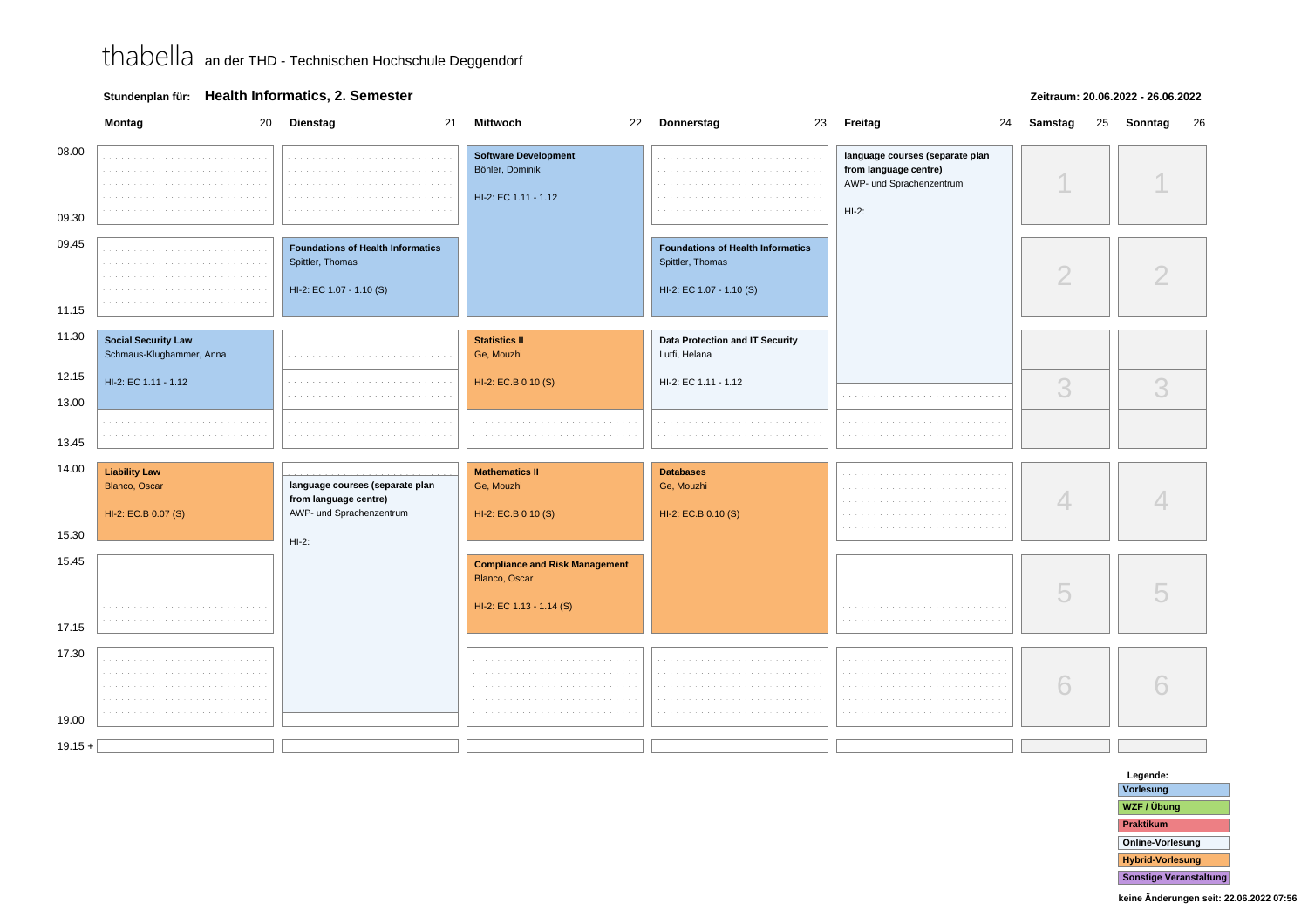thabella an der THD - Technischen Hochschule Deggendorf

**Stundenplan für:** **Health Informatics, 2. Semester**

**Zeitraum: 20.06.2022 - 26.06.2022**

| Zeit | Montag 20 | Dienstag 21 | Mittwoch 22 | Donnerstag 23 | Freitag 24 | Samstag 25 | Sonntag 26 |
|---|---|---|---|---|---|---|---|
| 08.00 - 09.30 | | | **Software Development** Böhler, Dominik HI-2: EC 1.11 - 1.12 | | **language courses (separate plan from language centre)** AWP- und Sprachenzentrum HI-2: | 1 | 1 |
| 09.45 - 11.15 | | **Foundations of Health Informatics** Spittler, Thomas HI-2: EC 1.07 - 1.10 (S) | (Software Development) | **Foundations of Health Informatics** Spittler, Thomas HI-2: EC 1.07 - 1.10 (S) | (language courses) | 2 | 2 |
| 11.30 - 12.15 | **Social Security Law** Schmaus-Klughammer, Anna HI-2: EC 1.11 - 1.12 | | **Statistics II** Ge, Mouzhi HI-2: EC.B 0.10 (S) | **Data Protection and IT Security** Lutfi, Helana HI-2: EC 1.11 - 1.12 | (language courses) | | |
| 12.15 - 13.00 | (Social Security Law) | | (Statistics II) | (Data Protection and IT Security) | | 3 | 3 |
| 13.00 - 13.45 | | | | | | | |
| 14.00 - 15.30 | **Liability Law** Blanco, Oscar HI-2: EC.B 0.07 (S) | **language courses (separate plan from language centre)** AWP- und Sprachenzentrum HI-2: | **Mathematics II** Ge, Mouzhi HI-2: EC.B 0.10 (S) | **Databases** Ge, Mouzhi HI-2: EC.B 0.10 (S) | | 4 | 4 |
| 15.45 - 17.15 | | (language courses) | **Compliance and Risk Management** Blanco, Oscar HI-2: EC 1.13 - 1.14 (S) | (Databases) | | 5 | 5 |
| 17.30 - 19.00 | | (language courses) | | | | 6 | 6 |
| 19.15 + | | | | | | | |

**Legende:**
- Vorlesung
- WZF / Übung
- Praktikum
- Online-Vorlesung
- Hybrid-Vorlesung
- Sonstige Veranstaltung

**keine Änderungen seit: 22.06.2022 07:56**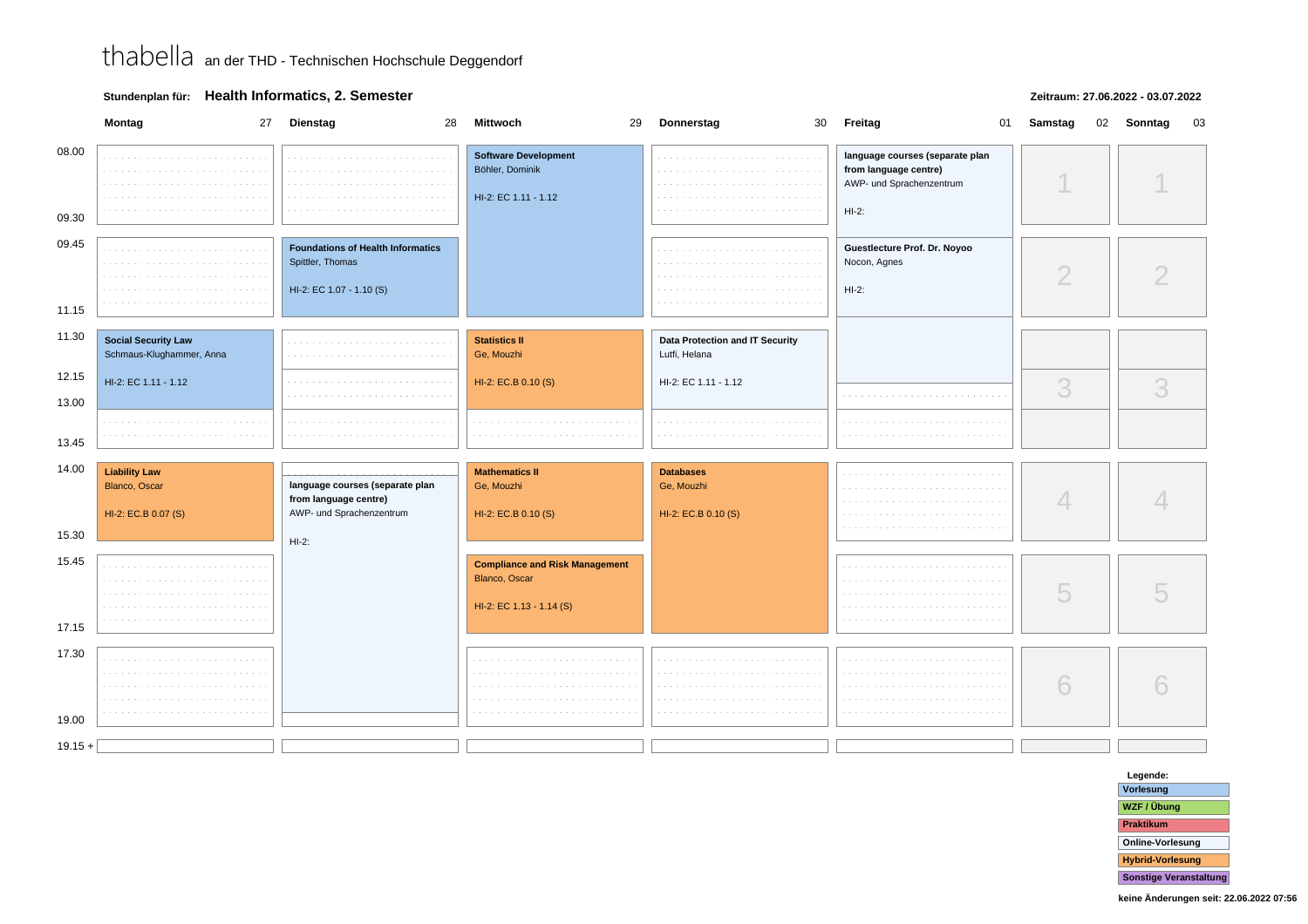thabella an der THD - Technischen Hochschule Deggendorf

**Stundenplan für:** **Health Informatics, 2. Semester**

**Zeitraum: 27.06.2022 - 03.07.2022**

| Zeit | Montag 27 | Dienstag 28 | Mittwoch 29 | Donnerstag 30 | Freitag 01 | Samstag 02 | Sonntag 03 |
|---|---|---|---|---|---|---|---|
| 08.00 - 09.30 | | | **Software Development** Böhler, Dominik HI-2: EC 1.11 - 1.12 | | **language courses (separate plan from language centre)** AWP- und Sprachenzentrum HI-2: | 1 | 1 |
| 09.45 - 11.15 | | **Foundations of Health Informatics** Spittler, Thomas HI-2: EC 1.07 - 1.10 (S) | (Software Development, Fortsetzung) | | **Guestlecture Prof. Dr. Noyoo** Nocon, Agnes HI-2: | 2 | 2 |
| 11.30 - 13.00 | **Social Security Law** Schmaus-Klughammer, Anna HI-2: EC 1.11 - 1.12 | | **Statistics II** Ge, Mouzhi HI-2: EC.B 0.10 (S) | **Data Protection and IT Security** Lutfi, Helana HI-2: EC 1.11 - 1.12 | (Guestlecture Prof. Dr. Noyoo, Fortsetzung bis 12.15) | 3 | 3 |
| 14.00 - 15.30 | **Liability Law** Blanco, Oscar HI-2: EC.B 0.07 (S) | **language courses (separate plan from language centre)** AWP- und Sprachenzentrum HI-2: | **Mathematics II** Ge, Mouzhi HI-2: EC.B 0.10 (S) | **Databases** Ge, Mouzhi HI-2: EC.B 0.10 (S) | | 4 | 4 |
| 15.45 - 17.15 | | (language courses, Fortsetzung) | **Compliance and Risk Management** Blanco, Oscar HI-2: EC 1.13 - 1.14 (S) | (Databases, Fortsetzung) | | 5 | 5 |
| 17.30 - 19.00 | | (language courses, Fortsetzung) | | | | 6 | 6 |
| 19.15 + | | | | | | | |

**Legende:**
- Vorlesung
- WZF / Übung
- Praktikum
- Online-Vorlesung
- Hybrid-Vorlesung
- Sonstige Veranstaltung

keine Änderungen seit: 22.06.2022 07:56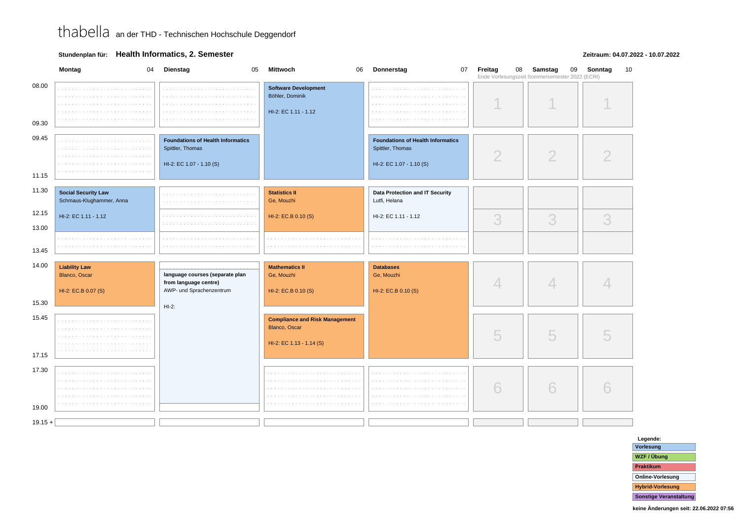thabella an der THD - Technischen Hochschule Deggendorf

**Stundenplan für:** **Health Informatics, 2. Semester**

**Zeitraum: 04.07.2022 - 10.07.2022**

| | Montag 04 | Dienstag 05 | Mittwoch 06 | Donnerstag 07 | Freitag 08 | Samstag 09 | Sonntag 10 |
|---|---|---|---|---|---|---|---|
| | | | | | Ende Vorlesungszeit Sommersemester 2022 (ECRI) | | |
| 08.00 - 09.30 | | | **Software Development** Böhler, Dominik HI-2: EC 1.11 - 1.12 | | 1 | 1 | 1 |
| 09.45 - 11.15 | | **Foundations of Health Informatics** Spittler, Thomas HI-2: EC 1.07 - 1.10 (S) | | **Foundations of Health Informatics** Spittler, Thomas HI-2: EC 1.07 - 1.10 (S) | 2 | 2 | 2 |
| 11.30 - 12.15 | **Social Security Law** Schmaus-Klughammer, Anna HI-2: EC 1.11 - 1.12 | | **Statistics II** Ge, Mouzhi HI-2: EC.B 0.10 (S) | **Data Protection and IT Security** Lutfi, Helana HI-2: EC 1.11 - 1.12 | 3 | 3 | 3 |
| 12.15 - 13.00 | | | | | | | |
| 13.00 - 13.45 | | | | | | | |
| 14.00 - 15.30 | **Liability Law** Blanco, Oscar HI-2: EC.B 0.07 (S) | **language courses (separate plan from language centre)** AWP- und Sprachenzentrum HI-2: | **Mathematics II** Ge, Mouzhi HI-2: EC.B 0.10 (S) | **Databases** Ge, Mouzhi HI-2: EC.B 0.10 (S) | 4 | 4 | 4 |
| 15.45 - 17.15 | | | **Compliance and Risk Management** Blanco, Oscar HI-2: EC 1.13 - 1.14 (S) | | 5 | 5 | 5 |
| 17.30 - 19.00 | | | | | 6 | 6 | 6 |
| 19.15 + | | | | | | | |

**Legende:**
- Vorlesung
- WZF / Übung
- Praktikum
- Online-Vorlesung
- Hybrid-Vorlesung
- Sonstige Veranstaltung

**keine Änderungen seit: 22.06.2022 07:56**